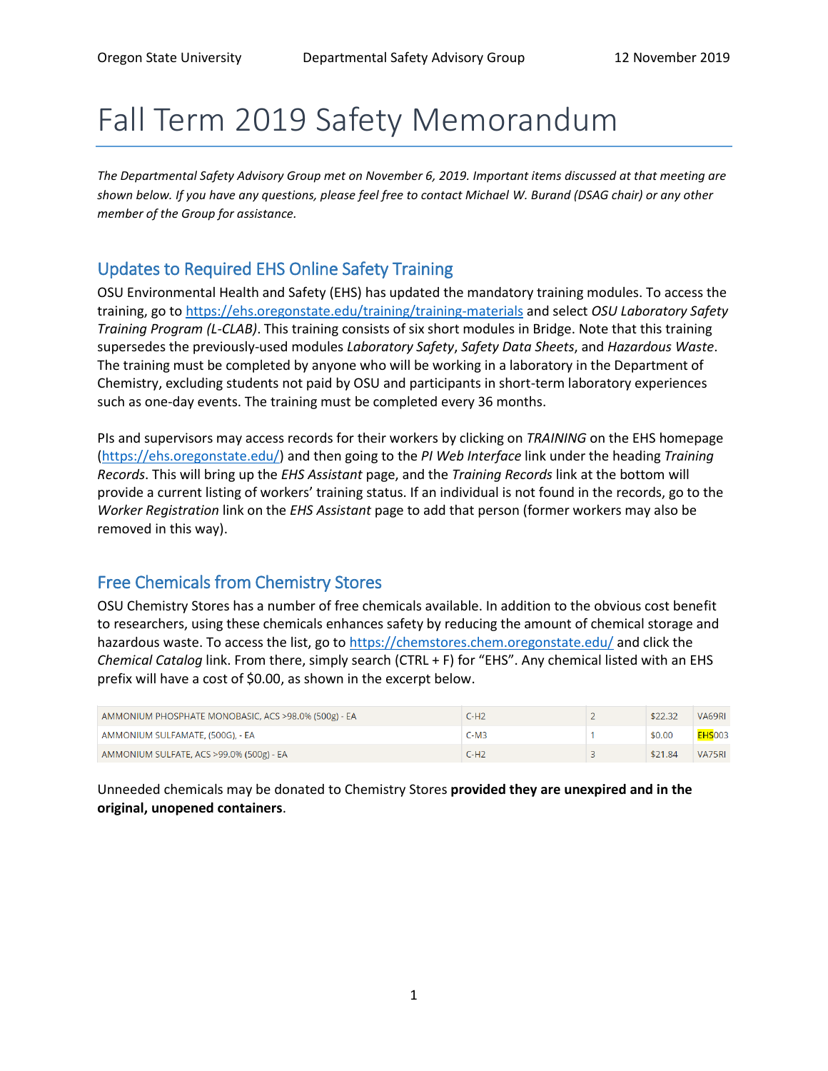# Fall Term 2019 Safety Memorandum

*The Departmental Safety Advisory Group met on November 6, 2019. Important items discussed at that meeting are shown below. If you have any questions, please feel free to contact Michael W. Burand (DSAG chair) or any other member of the Group for assistance.*

## Updates to Required EHS Online Safety Training

OSU Environmental Health and Safety (EHS) has updated the mandatory training modules. To access the training, go to https://ehs.oregonstate.edu/training/training-materials and select *OSU Laboratory Safety Training Program (L-CLAB)*. This training consists of six short modules in Bridge. Note that this training supersedes the previously-used modules *Laboratory Safety*, *Safety Data Sheets*, and *Hazardous Waste*. The training must be completed by anyone who will be working in a laboratory in the Department of Chemistry, excluding students not paid by OSU and participants in short-term laboratory experiences such as one-day events. The training must be completed every 36 months.

PIs and supervisors may access records for their workers by clicking on *TRAINING* on the EHS homepage (https://ehs.oregonstate.edu/) and then going to the *PI Web Interface* link under the heading *Training Records*. This will bring up the *EHS Assistant* page, and the *Training Records* link at the bottom will provide a current listing of workers' training status. If an individual is not found in the records, go to the *Worker Registration* link on the *EHS Assistant* page to add that person (former workers may also be removed in this way).

## Free Chemicals from Chemistry Stores

OSU Chemistry Stores has a number of free chemicals available. In addition to the obvious cost benefit to researchers, using these chemicals enhances safety by reducing the amount of chemical storage and hazardous waste. To access the list, go to https://chemstores.chem.oregonstate.edu/ and click the *Chemical Catalog* link. From there, simply search (CTRL + F) for "EHS". Any chemical listed with an EHS prefix will have a cost of $0.00, as shown in the excerpt below.

| | | | | |
|---|---|---|---|---|
| AMMONIUM PHOSPHATE MONOBASIC, ACS >98.0% (500g) - EA | C-H2 | 2 | $22.32 | VA69RI |
| AMMONIUM SULFAMATE, (500G), - EA | C-M3 | 1 | $0.00 | EHS003 |
| AMMONIUM SULFATE, ACS >99.0% (500g) - EA | C-H2 | 3 | $21.84 | VA75RI |

Unneeded chemicals may be donated to Chemistry Stores **provided they are unexpired and in the original, unopened containers**.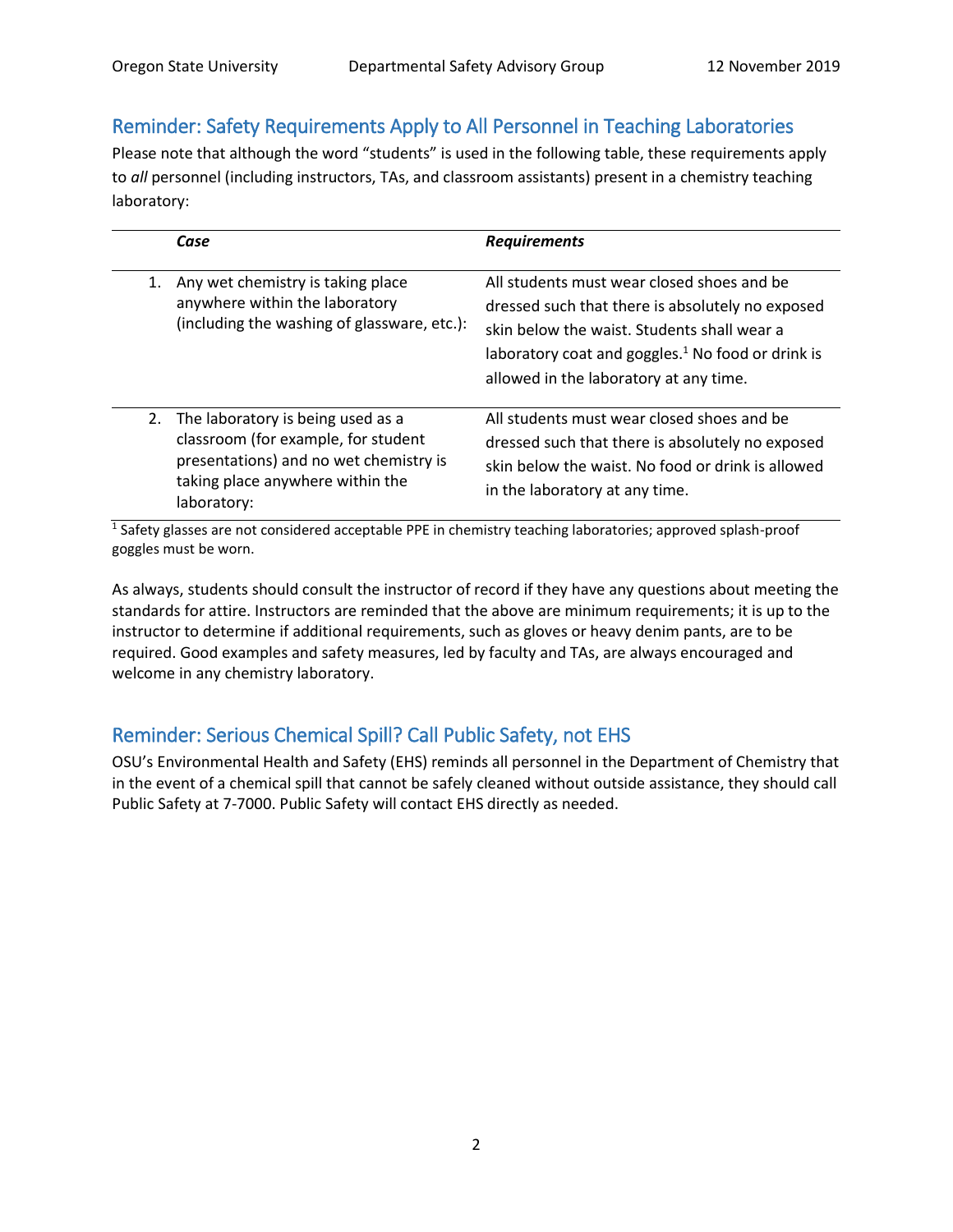## Reminder: Safety Requirements Apply to All Personnel in Teaching Laboratories

Please note that although the word "students" is used in the following table, these requirements apply to *all* personnel (including instructors, TAs, and classroom assistants) present in a chemistry teaching laboratory:

| | ***Case*** | ***Requirements*** |
|---|---|---|
| 1. | Any wet chemistry is taking place anywhere within the laboratory (including the washing of glassware, etc.): | All students must wear closed shoes and be dressed such that there is absolutely no exposed skin below the waist. Students shall wear a laboratory coat and goggles.[1] No food or drink is allowed in the laboratory at any time. |
| 2. | The laboratory is being used as a classroom (for example, for student presentations) and no wet chemistry is taking place anywhere within the laboratory: | All students must wear closed shoes and be dressed such that there is absolutely no exposed skin below the waist. No food or drink is allowed in the laboratory at any time. |

[1] Safety glasses are not considered acceptable PPE in chemistry teaching laboratories; approved splash-proof goggles must be worn.

As always, students should consult the instructor of record if they have any questions about meeting the standards for attire. Instructors are reminded that the above are minimum requirements; it is up to the instructor to determine if additional requirements, such as gloves or heavy denim pants, are to be required. Good examples and safety measures, led by faculty and TAs, are always encouraged and welcome in any chemistry laboratory.

## Reminder: Serious Chemical Spill? Call Public Safety, not EHS

OSU's Environmental Health and Safety (EHS) reminds all personnel in the Department of Chemistry that in the event of a chemical spill that cannot be safely cleaned without outside assistance, they should call Public Safety at 7-7000. Public Safety will contact EHS directly as needed.